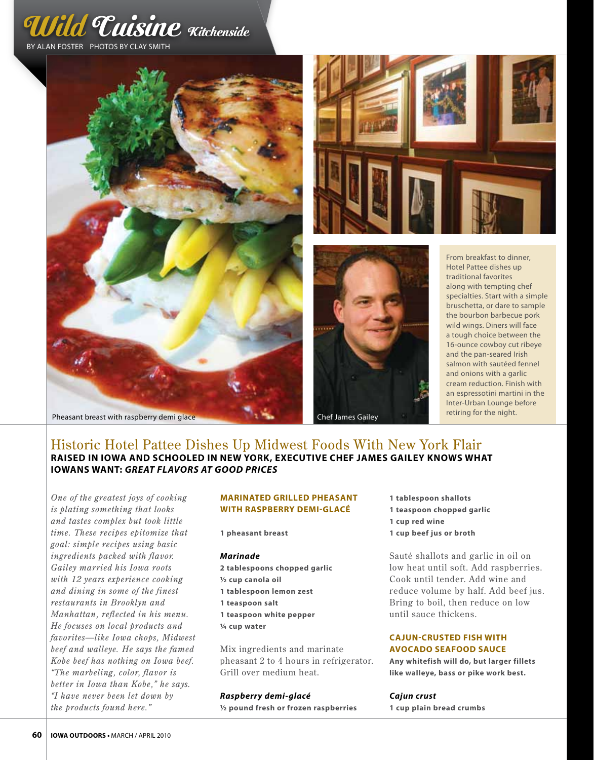# Wild Cuisine Kitchenside

BY ALAN FOSTER PHOTOS BY CLAY SMITH

Pheasant breast with raspberry demi glace

Chef James Gailey

From breakfast to dinner, Hotel Pattee dishes up traditional favorites along with tempting chef specialties. Start with a simple bruschetta, or dare to sample the bourbon barbecue pork wild wings. Diners will face a tough choice between the 16-ounce cowboy cut ribeye and the pan-seared Irish salmon with sautéed fennel and onions with a garlic cream reduction. Finish with an espressotini martini in the Inter-Urban Lounge before retiring for the night.

## Historic Hotel Pattee Dishes Up Midwest Foods With New York Flair

**RAISED IN IOWA AND SCHOOLED IN NEW YORK, EXECUTIVE CHEF JAMES GAILEY KNOWS WHAT IOWANS WANT: *GREAT FLAVORS AT GOOD PRICES***

*One of the greatest joys of cooking is plating something that looks and tastes complex but took little time. These recipes epitomize that goal: simple recipes using basic ingredients packed with flavor. Gailey married his Iowa roots with 12 years experience cooking and dining in some of the finest restaurants in Brooklyn and Manhattan, reflected in his menu. He focuses on local products and favorites—like Iowa chops, Midwest beef and walleye. He says the famed Kobe beef has nothing on Iowa beef. "The marbeling, color, flavor is better in Iowa than Kobe," he says. "I have never been let down by the products found here."*

### MARINATED GRILLED PHEASANT WITH RASPBERRY DEMI-GLACÉ

**1 pheasant breast**

***Marinade***

**2 tablespoons chopped garlic**
**½ cup canola oil**
**1 tablespoon lemon zest**
**1 teaspoon salt**
**1 teaspoon white pepper**
**¼ cup water**

Mix ingredients and marinate pheasant 2 to 4 hours in refrigerator. Grill over medium heat.

***Raspberry demi-glacé***

**½ pound fresh or frozen raspberries**
**1 tablespoon shallots**
**1 teaspoon chopped garlic**
**1 cup red wine**
**1 cup beef jus or broth**

Sauté shallots and garlic in oil on low heat until soft. Add raspberries. Cook until tender. Add wine and reduce volume by half. Add beef jus. Bring to boil, then reduce on low until sauce thickens.

### CAJUN-CRUSTED FISH WITH AVOCADO SEAFOOD SAUCE

**Any whitefish will do, but larger fillets like walleye, bass or pike work best.**

***Cajun crust***

**1 cup plain bread crumbs**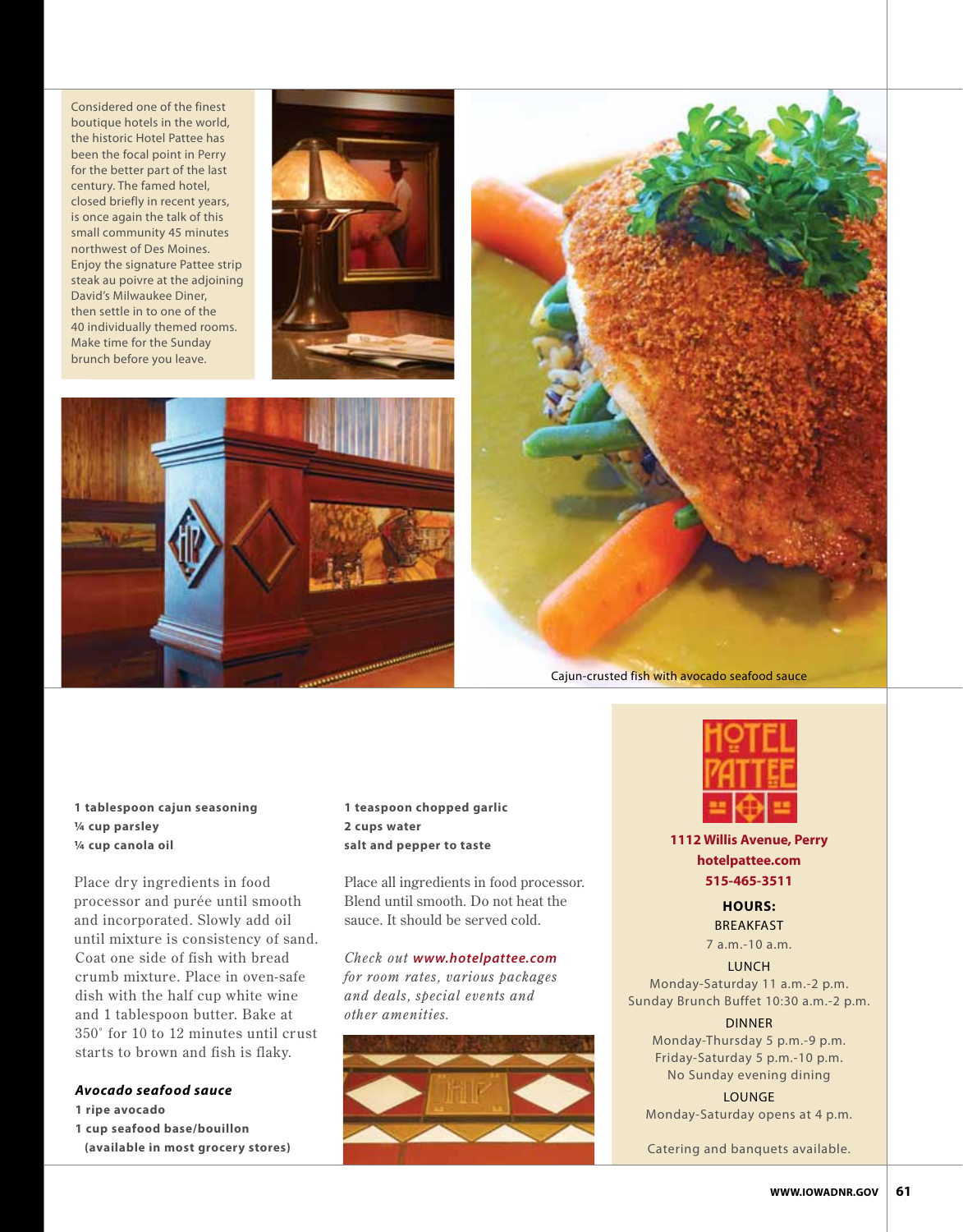Considered one of the finest boutique hotels in the world, the historic Hotel Pattee has been the focal point in Perry for the better part of the last century. The famed hotel, closed briefly in recent years, is once again the talk of this small community 45 minutes northwest of Des Moines. Enjoy the signature Pattee strip steak au poivre at the adjoining David's Milwaukee Diner, then settle in to one of the 40 individually themed rooms. Make time for the Sunday brunch before you leave.

Cajun-crusted fish with avocado seafood sauce

**1 tablespoon cajun seasoning**
**¼ cup parsley**
**¼ cup canola oil**

Place dry ingredients in food processor and purée until smooth and incorporated. Slowly add oil until mixture is consistency of sand. Coat one side of fish with bread crumb mixture. Place in oven-safe dish with the half cup white wine and 1 tablespoon butter. Bake at 350˚ for 10 to 12 minutes until crust starts to brown and fish is flaky.

***Avocado seafood sauce***

**1 ripe avocado**
**1 cup seafood base/bouillon (available in most grocery stores)**
**1 teaspoon chopped garlic**
**2 cups water**
**salt and pepper to taste**

Place all ingredients in food processor. Blend until smooth. Do not heat the sauce. It should be served cold.

*Check out **www.hotelpattee.com** for room rates, various packages and deals, special events and other amenities.*

HOTEL PATTEE

**1112 Willis Avenue, Perry**
**hotelpattee.com**
**515-465-3511**

**HOURS:**

BREAKFAST
7 a.m.-10 a.m.

LUNCH
Monday-Saturday 11 a.m.-2 p.m.
Sunday Brunch Buffet 10:30 a.m.-2 p.m.

DINNER
Monday-Thursday 5 p.m.-9 p.m.
Friday-Saturday 5 p.m.-10 p.m.
No Sunday evening dining

LOUNGE
Monday-Saturday opens at 4 p.m.

Catering and banquets available.